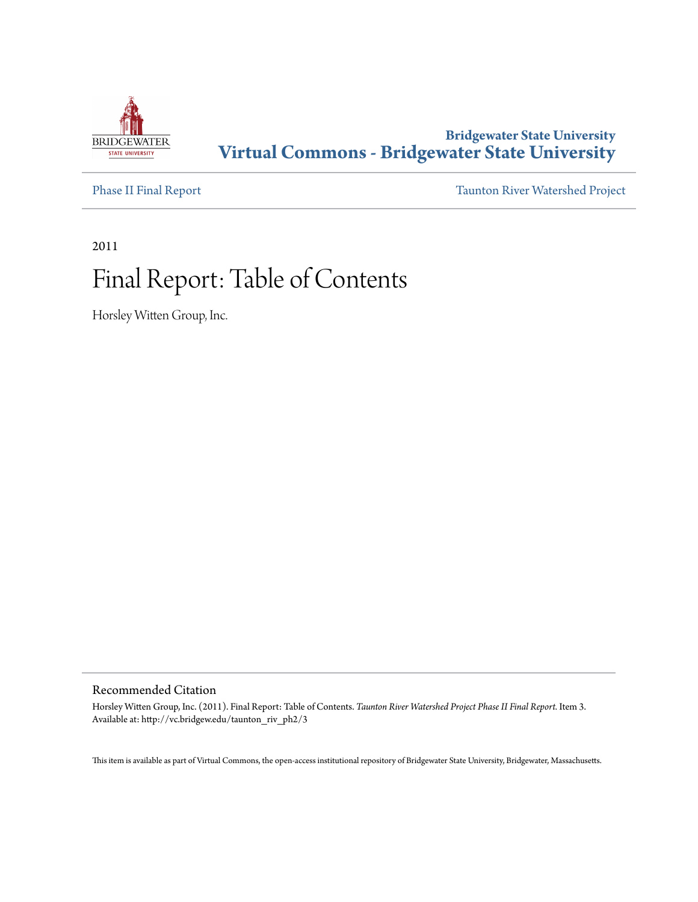Bridgewater State University
**Virtual Commons - Bridgewater State University**

Phase II Final Report

Taunton River Watershed Project

2011

# Final Report: Table of Contents

Horsley Witten Group, Inc.

## Recommended Citation

Horsley Witten Group, Inc. (2011). Final Report: Table of Contents. *Taunton River Watershed Project Phase II Final Report.* Item 3.
Available at: http://vc.bridgew.edu/taunton_riv_ph2/3

This item is available as part of Virtual Commons, the open-access institutional repository of Bridgewater State University, Bridgewater, Massachusetts.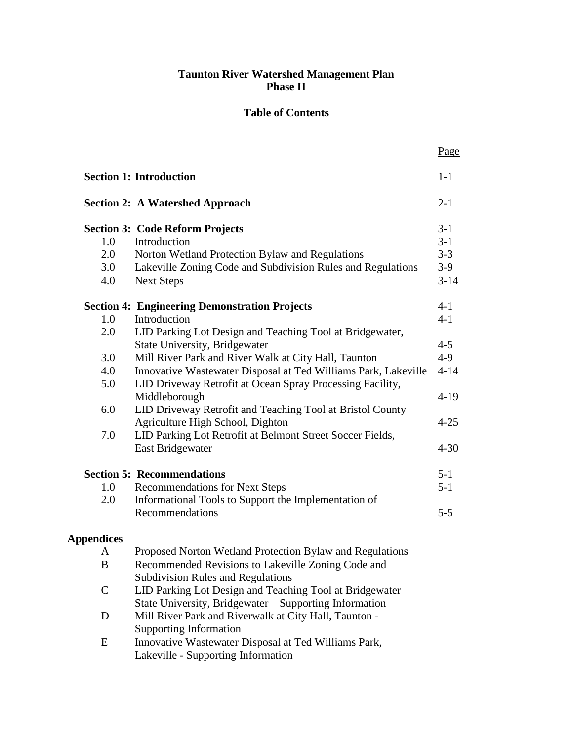# Taunton River Watershed Management Plan
# Phase II

## Table of Contents

| | | Page |
|---|---|---|
| **Section 1: Introduction** | | 1-1 |
| **Section 2: A Watershed Approach** | | 2-1 |
| **Section 3: Code Reform Projects** | | 3-1 |
| 1.0 | Introduction | 3-1 |
| 2.0 | Norton Wetland Protection Bylaw and Regulations | 3-3 |
| 3.0 | Lakeville Zoning Code and Subdivision Rules and Regulations | 3-9 |
| 4.0 | Next Steps | 3-14 |
| **Section 4: Engineering Demonstration Projects** | | 4-1 |
| 1.0 | Introduction | 4-1 |
| 2.0 | LID Parking Lot Design and Teaching Tool at Bridgewater, State University, Bridgewater | 4-5 |
| 3.0 | Mill River Park and River Walk at City Hall, Taunton | 4-9 |
| 4.0 | Innovative Wastewater Disposal at Ted Williams Park, Lakeville | 4-14 |
| 5.0 | LID Driveway Retrofit at Ocean Spray Processing Facility, Middleborough | 4-19 |
| 6.0 | LID Driveway Retrofit and Teaching Tool at Bristol County Agriculture High School, Dighton | 4-25 |
| 7.0 | LID Parking Lot Retrofit at Belmont Street Soccer Fields, East Bridgewater | 4-30 |
| **Section 5: Recommendations** | | 5-1 |
| 1.0 | Recommendations for Next Steps | 5-1 |
| 2.0 | Informational Tools to Support the Implementation of Recommendations | 5-5 |

**Appendices**

| | |
|---|---|
| A | Proposed Norton Wetland Protection Bylaw and Regulations |
| B | Recommended Revisions to Lakeville Zoning Code and Subdivision Rules and Regulations |
| C | LID Parking Lot Design and Teaching Tool at Bridgewater State University, Bridgewater – Supporting Information |
| D | Mill River Park and Riverwalk at City Hall, Taunton - Supporting Information |
| E | Innovative Wastewater Disposal at Ted Williams Park, Lakeville - Supporting Information |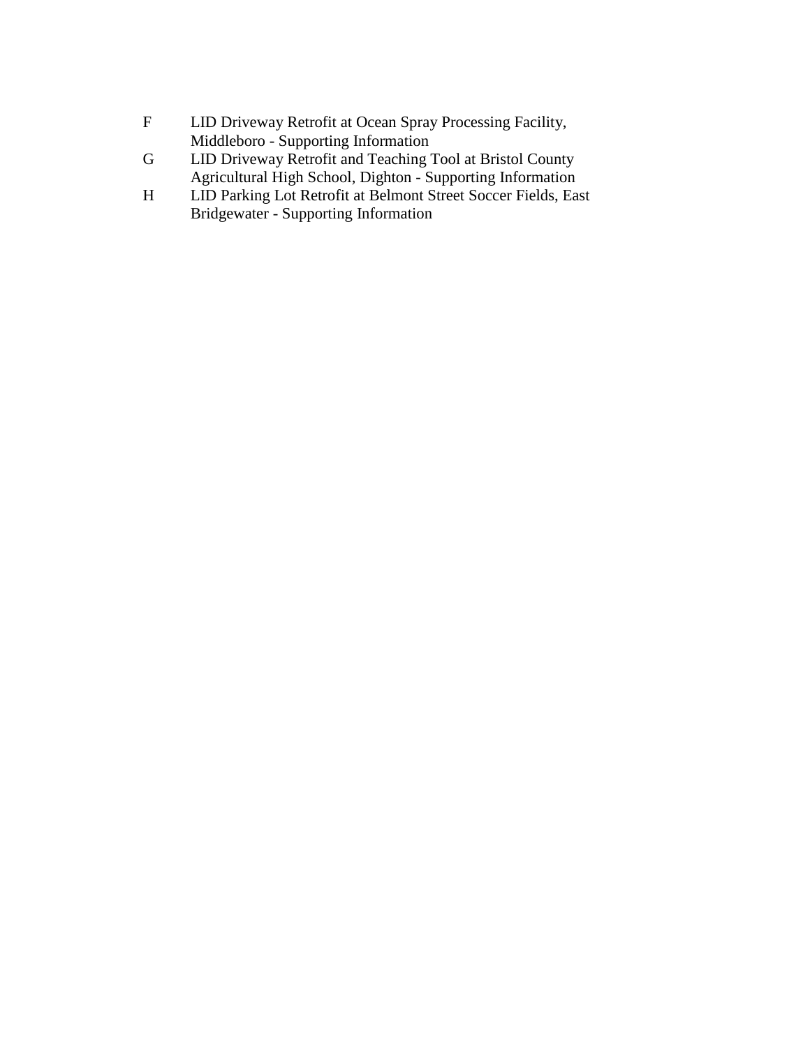F LID Driveway Retrofit at Ocean Spray Processing Facility, Middleboro - Supporting Information

G LID Driveway Retrofit and Teaching Tool at Bristol County Agricultural High School, Dighton - Supporting Information

H LID Parking Lot Retrofit at Belmont Street Soccer Fields, East Bridgewater - Supporting Information